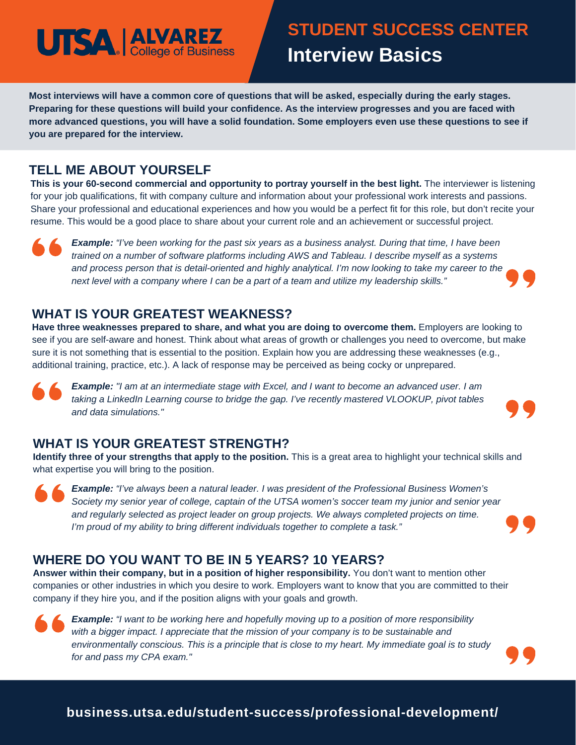UTSA | ALVAREZ College of Business

# STUDENT SUCCESS CENTER
# Interview Basics

**Most interviews will have a common core of questions that will be asked, especially during the early stages. Preparing for these questions will build your confidence. As the interview progresses and you are faced with more advanced questions, you will have a solid foundation. Some employers even use these questions to see if you are prepared for the interview.**

## TELL ME ABOUT YOURSELF

**This is your 60-second commercial and opportunity to portray yourself in the best light.** The interviewer is listening for your job qualifications, fit with company culture and information about your professional work interests and passions. Share your professional and educational experiences and how you would be a perfect fit for this role, but don't recite your resume. This would be a good place to share about your current role and an achievement or successful project.

> ***Example:*** *"I've been working for the past six years as a business analyst. During that time, I have been trained on a number of software platforms including AWS and Tableau. I describe myself as a systems and process person that is detail-oriented and highly analytical. I'm now looking to take my career to the next level with a company where I can be a part of a team and utilize my leadership skills."*

## WHAT IS YOUR GREATEST WEAKNESS?

**Have three weaknesses prepared to share, and what you are doing to overcome them.** Employers are looking to see if you are self-aware and honest. Think about what areas of growth or challenges you need to overcome, but make sure it is not something that is essential to the position. Explain how you are addressing these weaknesses (e.g., additional training, practice, etc.). A lack of response may be perceived as being cocky or unprepared.

> ***Example:*** *"I am at an intermediate stage with Excel, and I want to become an advanced user. I am taking a LinkedIn Learning course to bridge the gap. I've recently mastered VLOOKUP, pivot tables and data simulations."*

## WHAT IS YOUR GREATEST STRENGTH?

**Identify three of your strengths that apply to the position.** This is a great area to highlight your technical skills and what expertise you will bring to the position.

> ***Example:*** *"I've always been a natural leader. I was president of the Professional Business Women's Society my senior year of college, captain of the UTSA women's soccer team my junior and senior year and regularly selected as project leader on group projects. We always completed projects on time. I'm proud of my ability to bring different individuals together to complete a task."*

## WHERE DO YOU WANT TO BE IN 5 YEARS? 10 YEARS?

**Answer within their company, but in a position of higher responsibility.** You don't want to mention other companies or other industries in which you desire to work. Employers want to know that you are committed to their company if they hire you, and if the position aligns with your goals and growth.

> ***Example:*** *"I want to be working here and hopefully moving up to a position of more responsibility with a bigger impact. I appreciate that the mission of your company is to be sustainable and environmentally conscious. This is a principle that is close to my heart. My immediate goal is to study for and pass my CPA exam."*

**business.utsa.edu/student-success/professional-development/**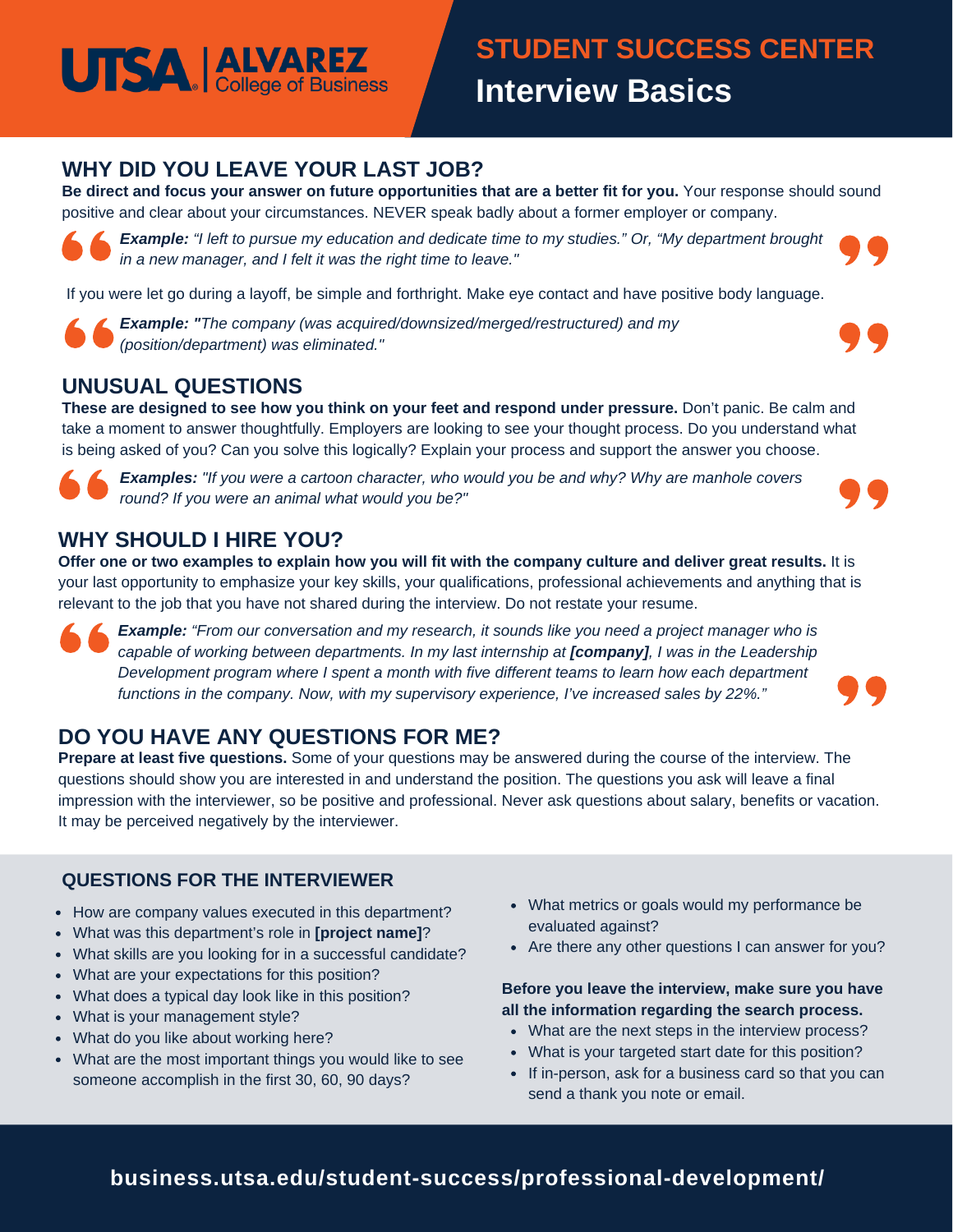UTSA | ALVAREZ College of Business

# STUDENT SUCCESS CENTER
# Interview Basics

## WHY DID YOU LEAVE YOUR LAST JOB?

**Be direct and focus your answer on future opportunities that are a better fit for you.** Your response should sound positive and clear about your circumstances. NEVER speak badly about a former employer or company.

> ***Example:*** *"I left to pursue my education and dedicate time to my studies." Or, "My department brought in a new manager, and I felt it was the right time to leave."*

If you were let go during a layoff, be simple and forthright. Make eye contact and have positive body language.

> ***Example: "****The company (was acquired/downsized/merged/restructured) and my (position/department) was eliminated."*

## UNUSUAL QUESTIONS

**These are designed to see how you think on your feet and respond under pressure.** Don't panic. Be calm and take a moment to answer thoughtfully. Employers are looking to see your thought process. Do you understand what is being asked of you? Can you solve this logically? Explain your process and support the answer you choose.

> ***Examples:*** *"If you were a cartoon character, who would you be and why? Why are manhole covers round? If you were an animal what would you be?"*

## WHY SHOULD I HIRE YOU?

**Offer one or two examples to explain how you will fit with the company culture and deliver great results.** It is your last opportunity to emphasize your key skills, your qualifications, professional achievements and anything that is relevant to the job that you have not shared during the interview. Do not restate your resume.

> ***Example:*** *"From our conversation and my research, it sounds like you need a project manager who is capable of working between departments. In my last internship at* ***[company]****, I was in the Leadership Development program where I spent a month with five different teams to learn how each department functions in the company. Now, with my supervisory experience, I've increased sales by 22%."*

## DO YOU HAVE ANY QUESTIONS FOR ME?

**Prepare at least five questions.** Some of your questions may be answered during the course of the interview. The questions should show you are interested in and understand the position. The questions you ask will leave a final impression with the interviewer, so be positive and professional. Never ask questions about salary, benefits or vacation. It may be perceived negatively by the interviewer.

### QUESTIONS FOR THE INTERVIEWER

- How are company values executed in this department?
- What was this department's role in **[project name]**?
- What skills are you looking for in a successful candidate?
- What are your expectations for this position?
- What does a typical day look like in this position?
- What is your management style?
- What do you like about working here?
- What are the most important things you would like to see someone accomplish in the first 30, 60, 90 days?
- What metrics or goals would my performance be evaluated against?
- Are there any other questions I can answer for you?

**Before you leave the interview, make sure you have all the information regarding the search process.**

- What are the next steps in the interview process?
- What is your targeted start date for this position?
- If in-person, ask for a business card so that you can send a thank you note or email.

**business.utsa.edu/student-success/professional-development/**